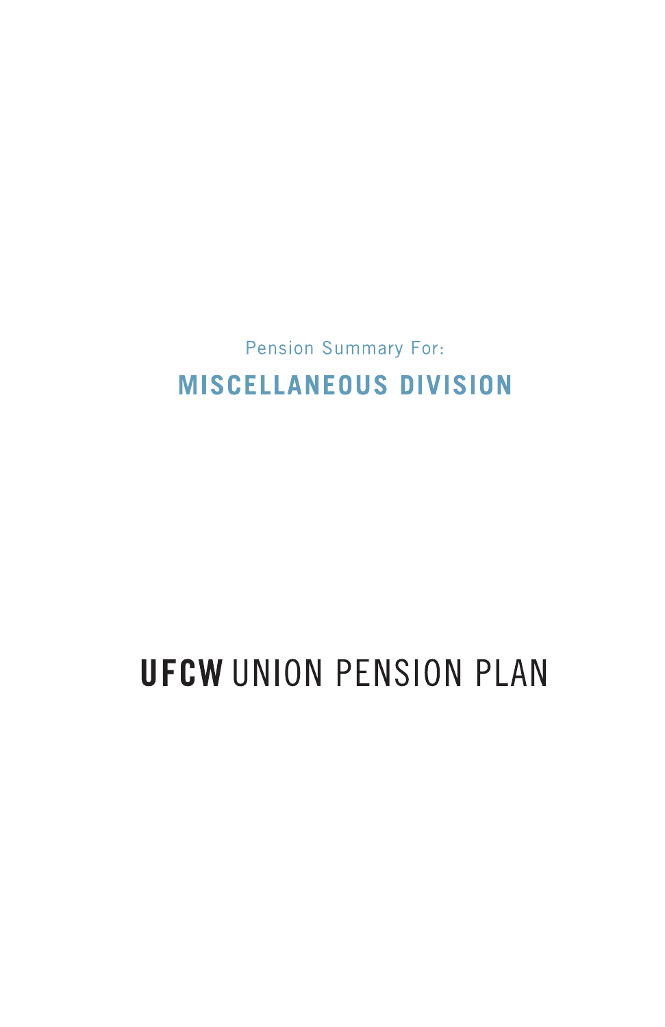Pension Summary For:

# MISCELLANEOUS DIVISION

# **UFCW** UNION PENSION PLAN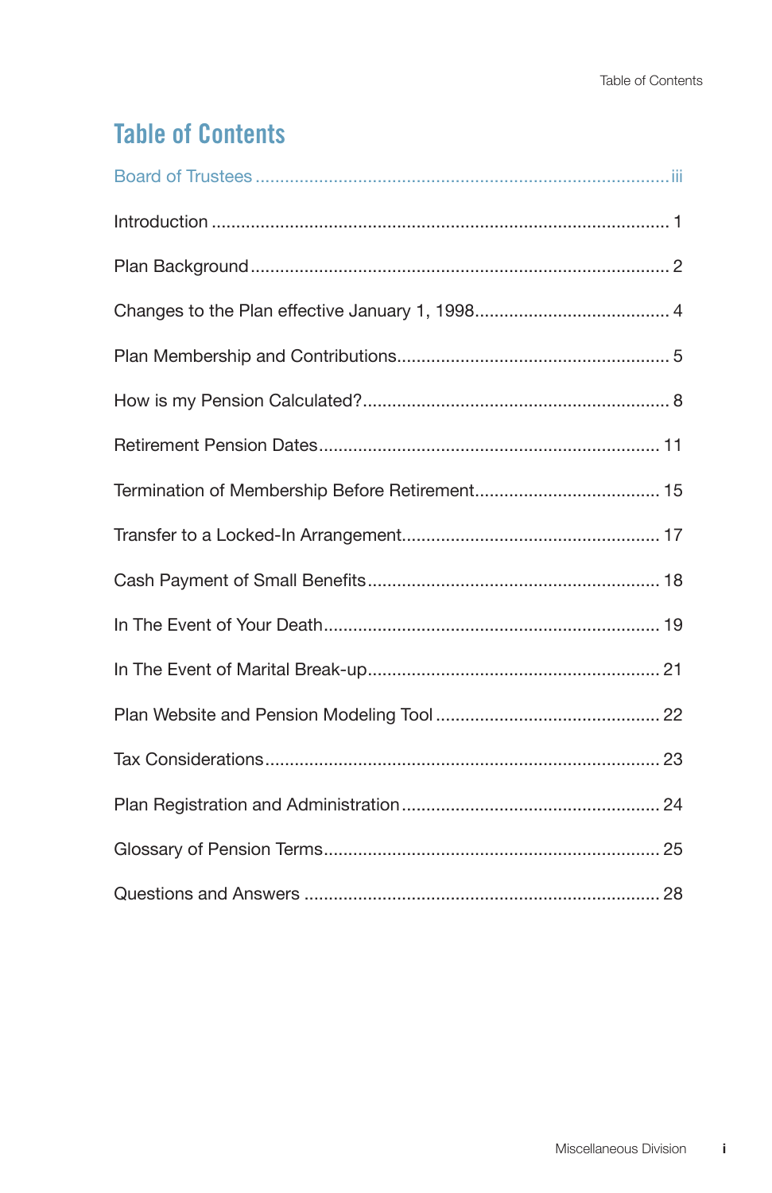# Table of Contents

Board of Trustees ........................................ iii

Introduction ........................................ 1

Plan Background ........................................ 2

Changes to the Plan effective January 1, 1998 ........................................ 4

Plan Membership and Contributions ........................................ 5

How is my Pension Calculated? ........................................ 8

Retirement Pension Dates ........................................ 11

Termination of Membership Before Retirement ........................................ 15

Transfer to a Locked-In Arrangement ........................................ 17

Cash Payment of Small Benefits ........................................ 18

In The Event of Your Death ........................................ 19

In The Event of Marital Break-up ........................................ 21

Plan Website and Pension Modeling Tool ........................................ 22

Tax Considerations ........................................ 23

Plan Registration and Administration ........................................ 24

Glossary of Pension Terms ........................................ 25

Questions and Answers ........................................ 28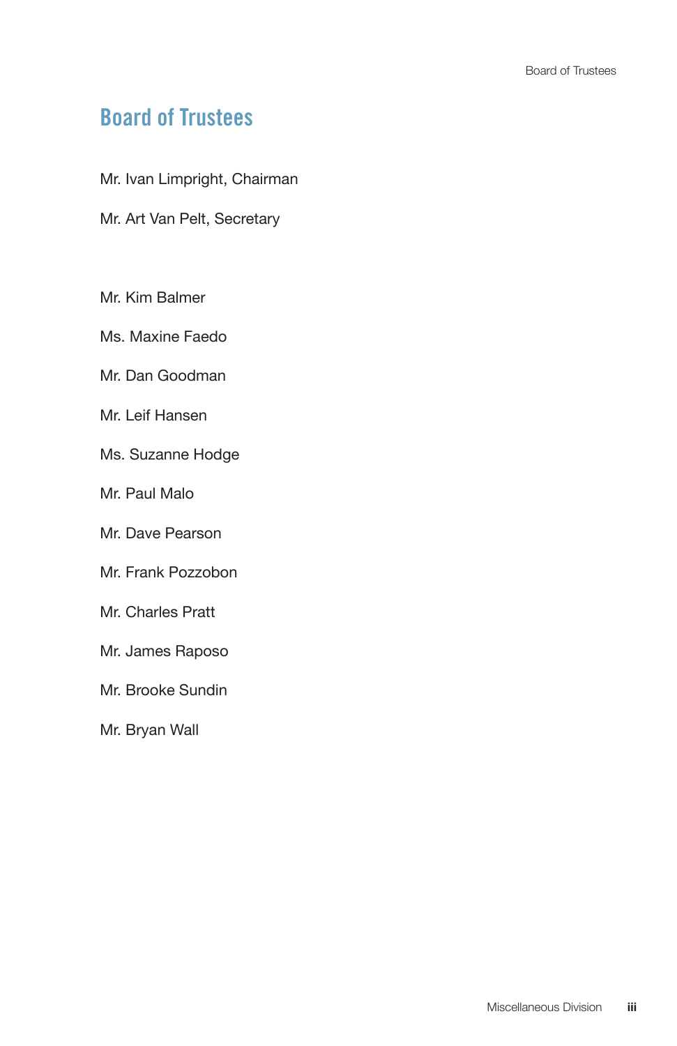# Board of Trustees

Mr. Ivan Limpright, Chairman

Mr. Art Van Pelt, Secretary

Mr. Kim Balmer

Ms. Maxine Faedo

Mr. Dan Goodman

Mr. Leif Hansen

Ms. Suzanne Hodge

Mr. Paul Malo

Mr. Dave Pearson

Mr. Frank Pozzobon

Mr. Charles Pratt

Mr. James Raposo

Mr. Brooke Sundin

Mr. Bryan Wall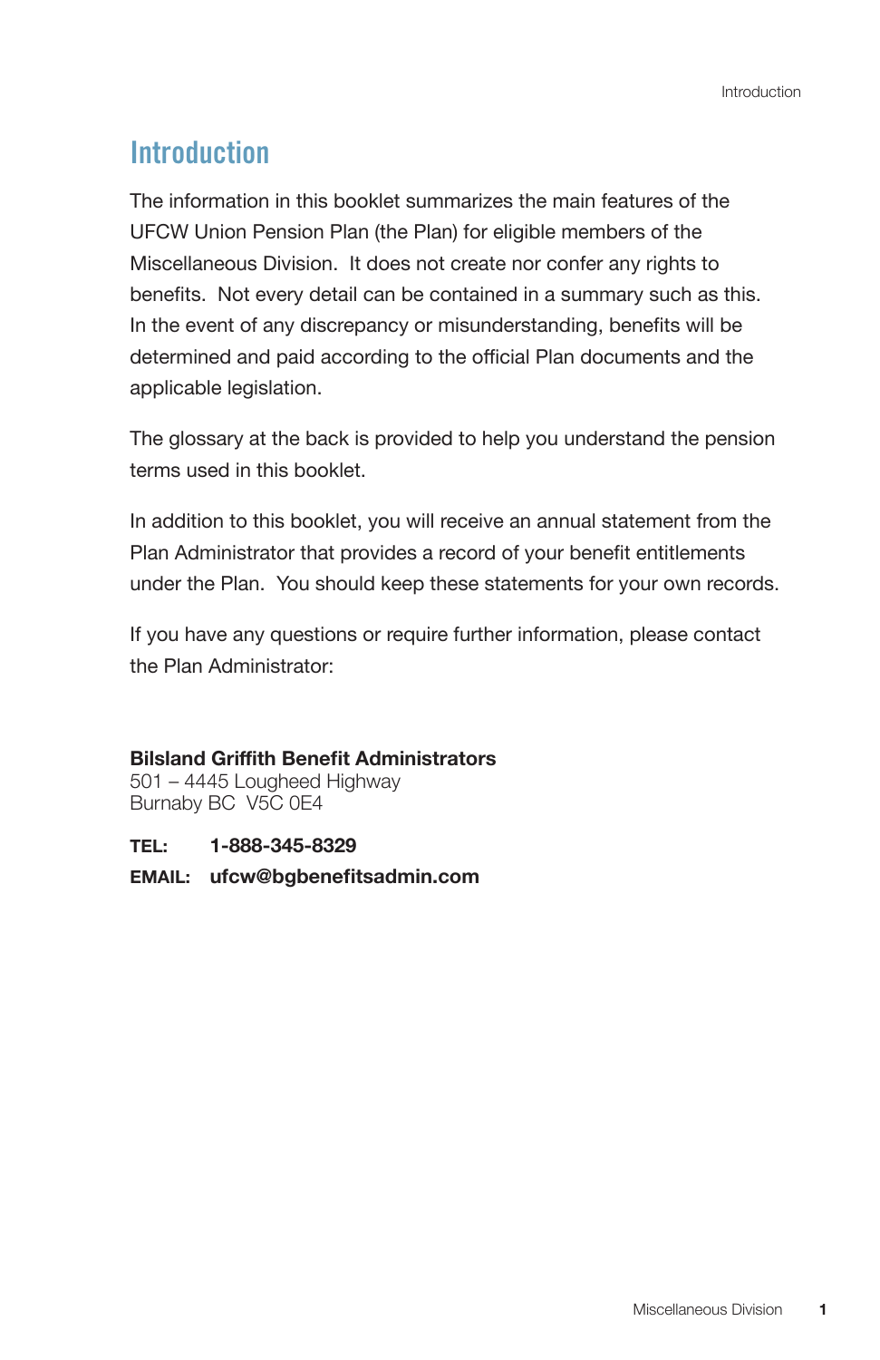# Introduction

The information in this booklet summarizes the main features of the UFCW Union Pension Plan (the Plan) for eligible members of the Miscellaneous Division. It does not create nor confer any rights to benefits. Not every detail can be contained in a summary such as this. In the event of any discrepancy or misunderstanding, benefits will be determined and paid according to the official Plan documents and the applicable legislation.

The glossary at the back is provided to help you understand the pension terms used in this booklet.

In addition to this booklet, you will receive an annual statement from the Plan Administrator that provides a record of your benefit entitlements under the Plan. You should keep these statements for your own records.

If you have any questions or require further information, please contact the Plan Administrator:

**Bilsland Griffith Benefit Administrators**
501 – 4445 Lougheed Highway
Burnaby BC V5C 0E4

**TEL:** **1-888-345-8329**
**EMAIL:** **ufcw@bgbenefitsadmin.com**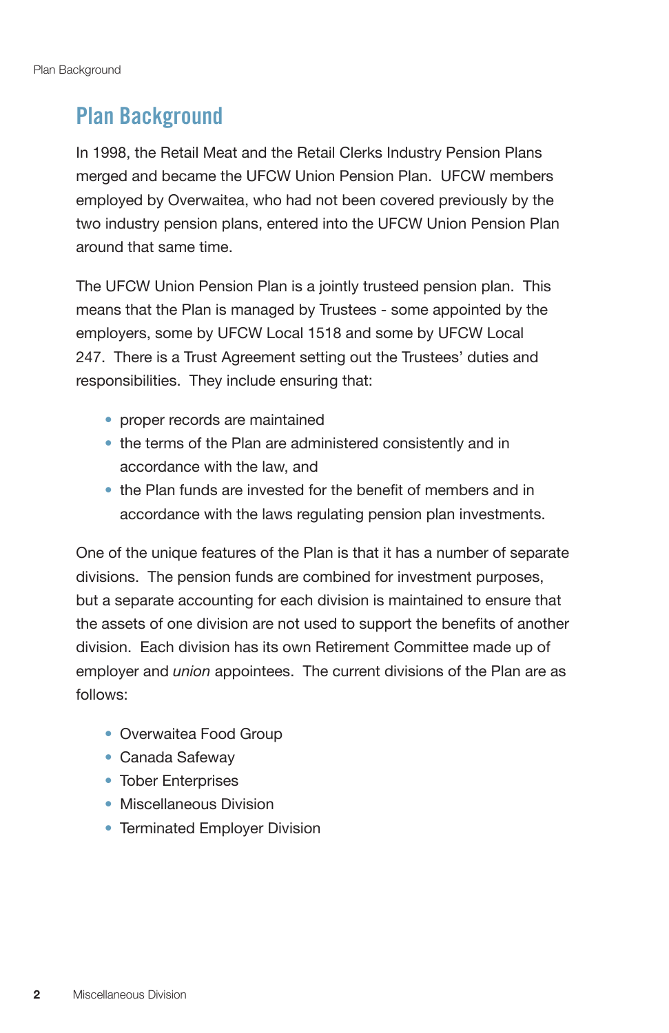# Plan Background

In 1998, the Retail Meat and the Retail Clerks Industry Pension Plans merged and became the UFCW Union Pension Plan. UFCW members employed by Overwaitea, who had not been covered previously by the two industry pension plans, entered into the UFCW Union Pension Plan around that same time.

The UFCW Union Pension Plan is a jointly trusteed pension plan. This means that the Plan is managed by Trustees - some appointed by the employers, some by UFCW Local 1518 and some by UFCW Local 247. There is a Trust Agreement setting out the Trustees' duties and responsibilities. They include ensuring that:

- proper records are maintained
- the terms of the Plan are administered consistently and in accordance with the law, and
- the Plan funds are invested for the benefit of members and in accordance with the laws regulating pension plan investments.

One of the unique features of the Plan is that it has a number of separate divisions. The pension funds are combined for investment purposes, but a separate accounting for each division is maintained to ensure that the assets of one division are not used to support the benefits of another division. Each division has its own Retirement Committee made up of employer and *union* appointees. The current divisions of the Plan are as follows:

- Overwaitea Food Group
- Canada Safeway
- Tober Enterprises
- Miscellaneous Division
- Terminated Employer Division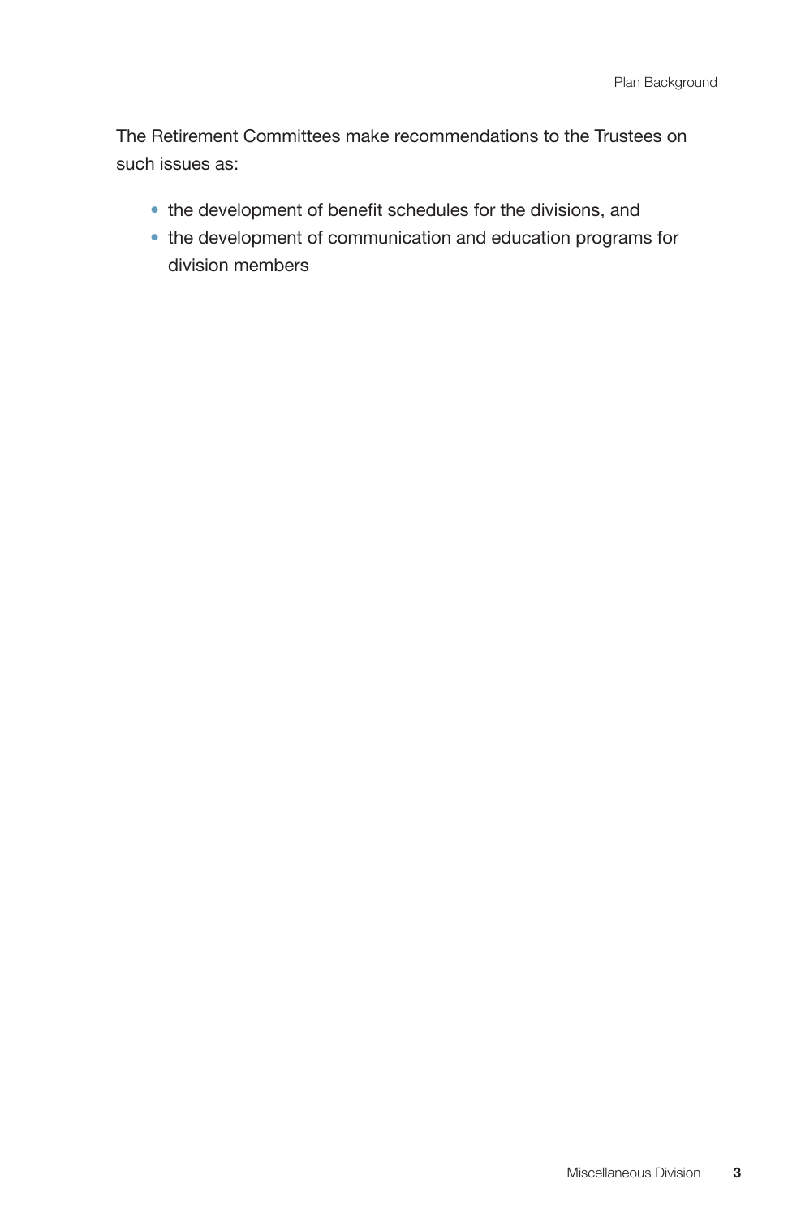The Retirement Committees make recommendations to the Trustees on such issues as:

- the development of benefit schedules for the divisions, and
- the development of communication and education programs for division members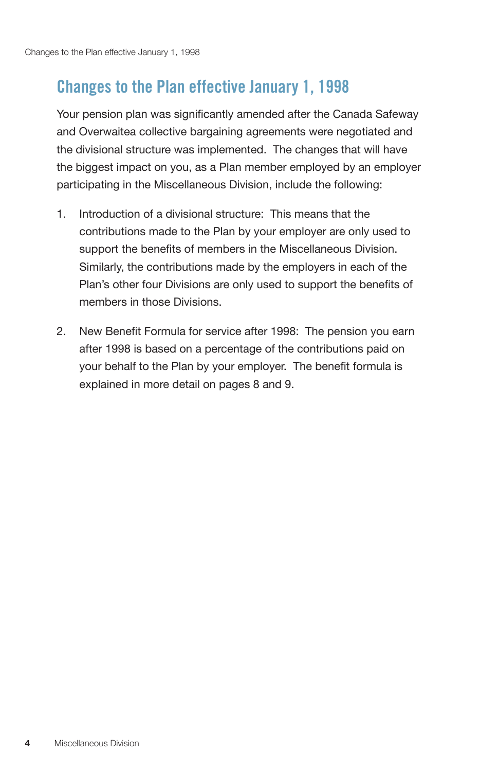## Changes to the Plan effective January 1, 1998

Your pension plan was significantly amended after the Canada Safeway and Overwaitea collective bargaining agreements were negotiated and the divisional structure was implemented. The changes that will have the biggest impact on you, as a Plan member employed by an employer participating in the Miscellaneous Division, include the following:

1. Introduction of a divisional structure: This means that the contributions made to the Plan by your employer are only used to support the benefits of members in the Miscellaneous Division. Similarly, the contributions made by the employers in each of the Plan's other four Divisions are only used to support the benefits of members in those Divisions.

2. New Benefit Formula for service after 1998: The pension you earn after 1998 is based on a percentage of the contributions paid on your behalf to the Plan by your employer. The benefit formula is explained in more detail on pages 8 and 9.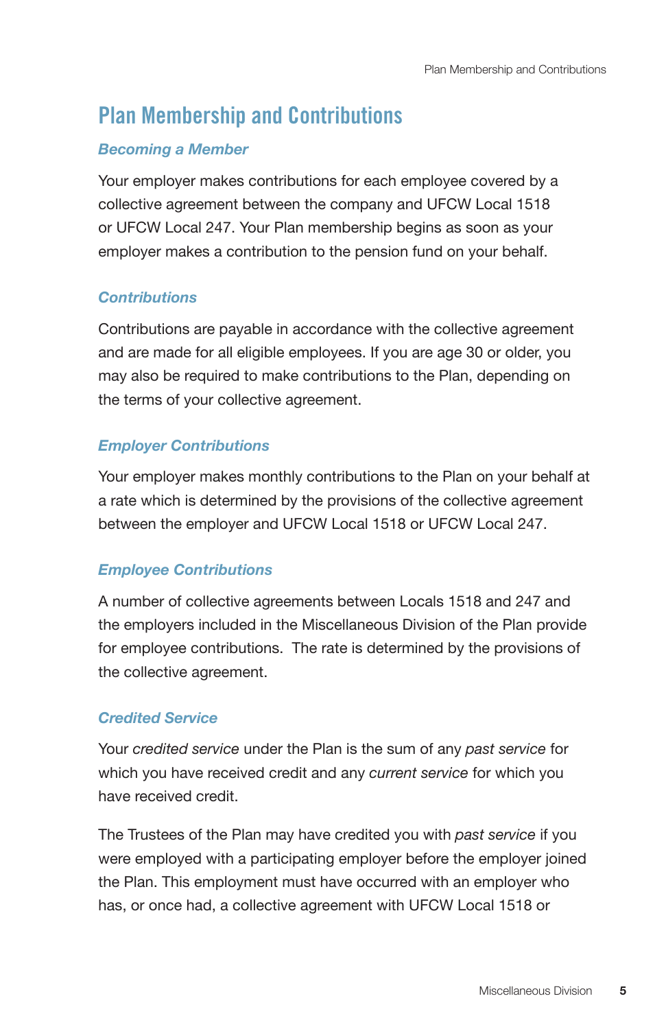# Plan Membership and Contributions

### *Becoming a Member*

Your employer makes contributions for each employee covered by a collective agreement between the company and UFCW Local 1518 or UFCW Local 247. Your Plan membership begins as soon as your employer makes a contribution to the pension fund on your behalf.

### *Contributions*

Contributions are payable in accordance with the collective agreement and are made for all eligible employees. If you are age 30 or older, you may also be required to make contributions to the Plan, depending on the terms of your collective agreement.

### *Employer Contributions*

Your employer makes monthly contributions to the Plan on your behalf at a rate which is determined by the provisions of the collective agreement between the employer and UFCW Local 1518 or UFCW Local 247.

### *Employee Contributions*

A number of collective agreements between Locals 1518 and 247 and the employers included in the Miscellaneous Division of the Plan provide for employee contributions. The rate is determined by the provisions of the collective agreement.

### *Credited Service*

Your *credited service* under the Plan is the sum of any *past service* for which you have received credit and any *current service* for which you have received credit.

The Trustees of the Plan may have credited you with *past service* if you were employed with a participating employer before the employer joined the Plan. This employment must have occurred with an employer who has, or once had, a collective agreement with UFCW Local 1518 or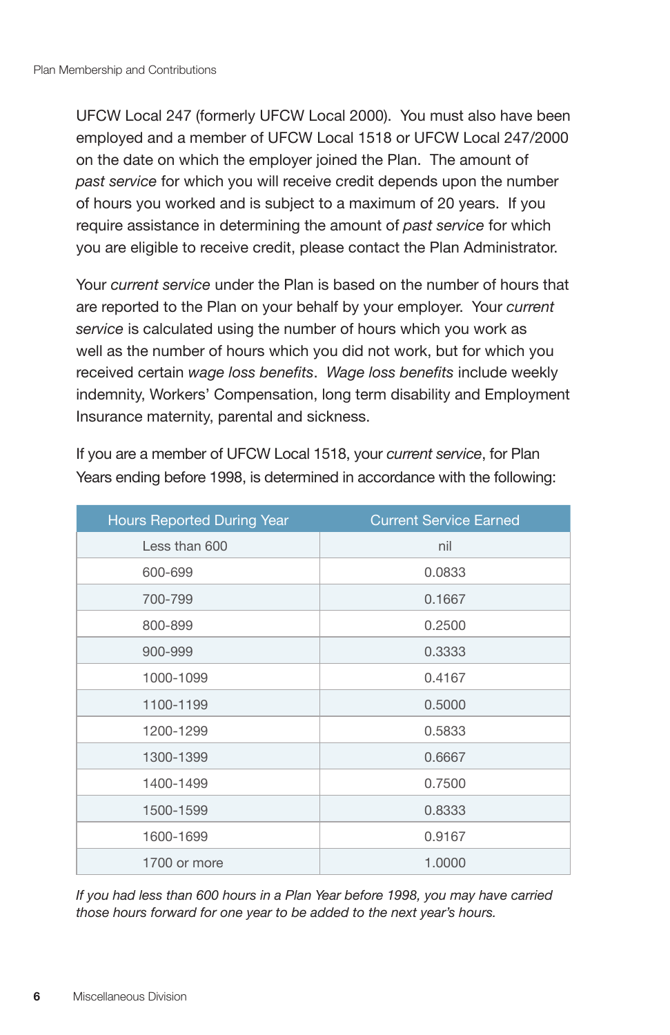UFCW Local 247 (formerly UFCW Local 2000). You must also have been employed and a member of UFCW Local 1518 or UFCW Local 247/2000 on the date on which the employer joined the Plan. The amount of *past service* for which you will receive credit depends upon the number of hours you worked and is subject to a maximum of 20 years. If you require assistance in determining the amount of *past service* for which you are eligible to receive credit, please contact the Plan Administrator.

Your *current service* under the Plan is based on the number of hours that are reported to the Plan on your behalf by your employer. Your *current service* is calculated using the number of hours which you work as well as the number of hours which you did not work, but for which you received certain *wage loss benefits*. *Wage loss benefits* include weekly indemnity, Workers' Compensation, long term disability and Employment Insurance maternity, parental and sickness.

If you are a member of UFCW Local 1518, your *current service*, for Plan Years ending before 1998, is determined in accordance with the following:

| Hours Reported During Year | Current Service Earned |
|---|---|
| Less than 600 | nil |
| 600-699 | 0.0833 |
| 700-799 | 0.1667 |
| 800-899 | 0.2500 |
| 900-999 | 0.3333 |
| 1000-1099 | 0.4167 |
| 1100-1199 | 0.5000 |
| 1200-1299 | 0.5833 |
| 1300-1399 | 0.6667 |
| 1400-1499 | 0.7500 |
| 1500-1599 | 0.8333 |
| 1600-1699 | 0.9167 |
| 1700 or more | 1.0000 |

*If you had less than 600 hours in a Plan Year before 1998, you may have carried those hours forward for one year to be added to the next year's hours.*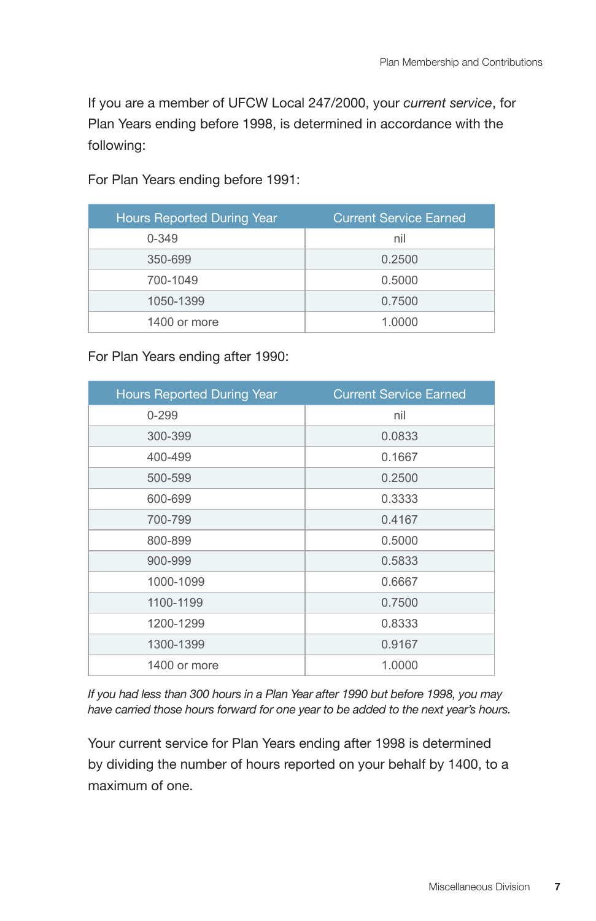If you are a member of UFCW Local 247/2000, your *current service*, for Plan Years ending before 1998, is determined in accordance with the following:

For Plan Years ending before 1991:

| Hours Reported During Year | Current Service Earned |
|---|---|
| 0-349 | nil |
| 350-699 | 0.2500 |
| 700-1049 | 0.5000 |
| 1050-1399 | 0.7500 |
| 1400 or more | 1.0000 |

For Plan Years ending after 1990:

| Hours Reported During Year | Current Service Earned |
|---|---|
| 0-299 | nil |
| 300-399 | 0.0833 |
| 400-499 | 0.1667 |
| 500-599 | 0.2500 |
| 600-699 | 0.3333 |
| 700-799 | 0.4167 |
| 800-899 | 0.5000 |
| 900-999 | 0.5833 |
| 1000-1099 | 0.6667 |
| 1100-1199 | 0.7500 |
| 1200-1299 | 0.8333 |
| 1300-1399 | 0.9167 |
| 1400 or more | 1.0000 |

*If you had less than 300 hours in a Plan Year after 1990 but before 1998, you may have carried those hours forward for one year to be added to the next year's hours.*

Your current service for Plan Years ending after 1998 is determined by dividing the number of hours reported on your behalf by 1400, to a maximum of one.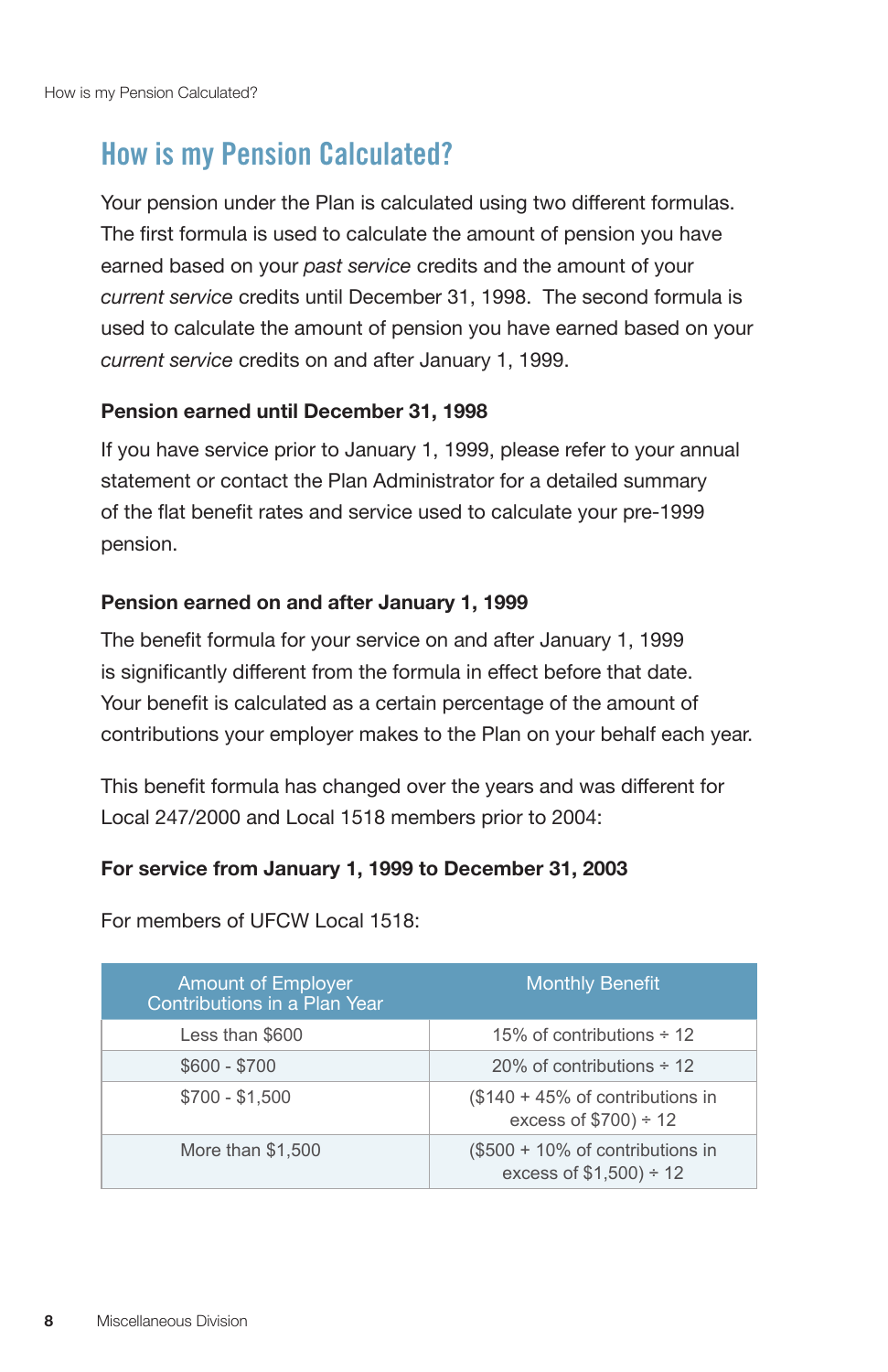## How is my Pension Calculated?

Your pension under the Plan is calculated using two different formulas. The first formula is used to calculate the amount of pension you have earned based on your *past service* credits and the amount of your *current service* credits until December 31, 1998. The second formula is used to calculate the amount of pension you have earned based on your *current service* credits on and after January 1, 1999.

### Pension earned until December 31, 1998

If you have service prior to January 1, 1999, please refer to your annual statement or contact the Plan Administrator for a detailed summary of the flat benefit rates and service used to calculate your pre-1999 pension.

### Pension earned on and after January 1, 1999

The benefit formula for your service on and after January 1, 1999 is significantly different from the formula in effect before that date. Your benefit is calculated as a certain percentage of the amount of contributions your employer makes to the Plan on your behalf each year.

This benefit formula has changed over the years and was different for Local 247/2000 and Local 1518 members prior to 2004:

**For service from January 1, 1999 to December 31, 2003**

For members of UFCW Local 1518:

| Amount of Employer Contributions in a Plan Year | Monthly Benefit |
|---|---|
| Less than $600 | 15% of contributions ÷ 12 |
| $600 - $700 | 20% of contributions ÷ 12 |
| $700 - $1,500 | ($140 + 45% of contributions in excess of $700) ÷ 12 |
| More than $1,500 | ($500 + 10% of contributions in excess of $1,500) ÷ 12 |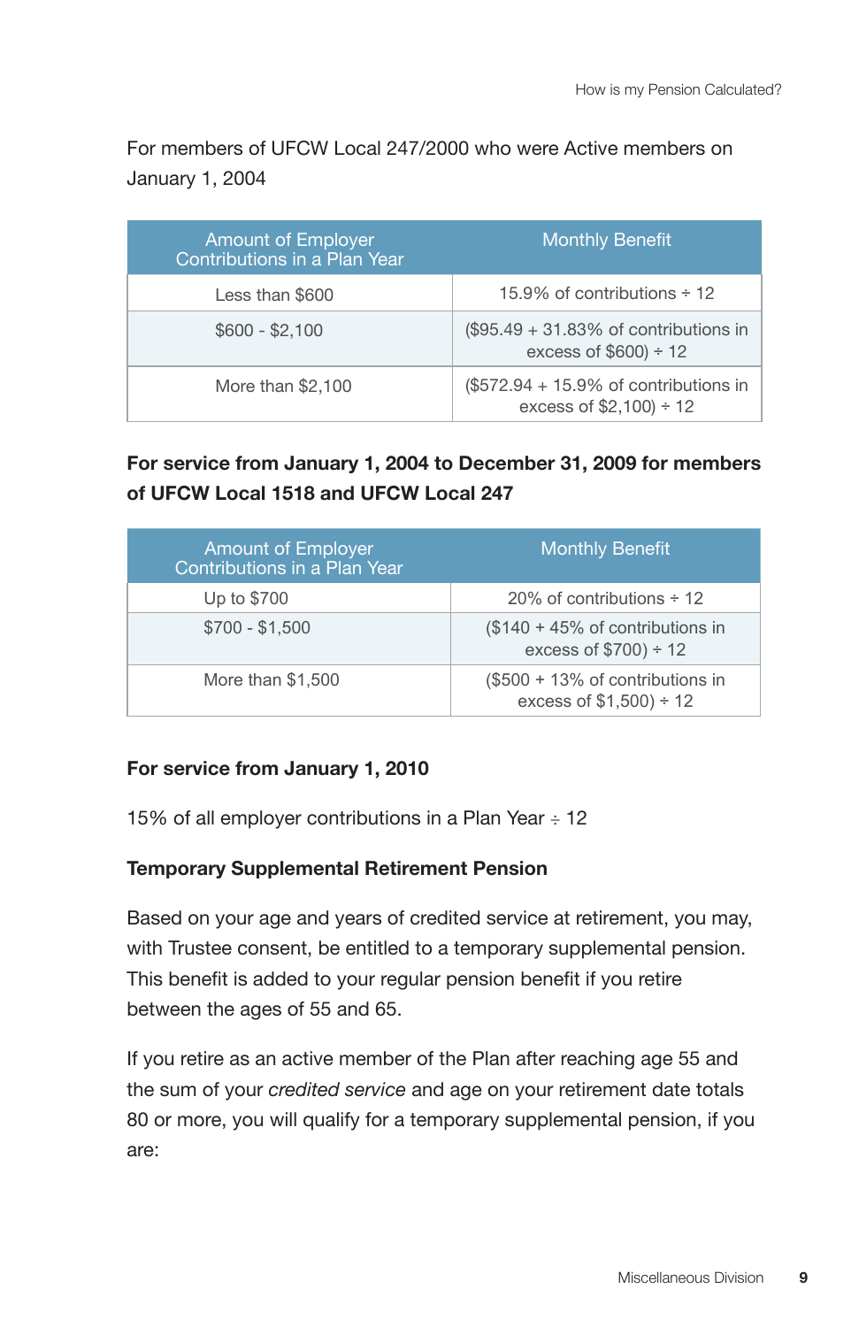For members of UFCW Local 247/2000 who were Active members on January 1, 2004

| Amount of Employer Contributions in a Plan Year | Monthly Benefit |
|---|---|
| Less than $600 | 15.9% of contributions ÷ 12 |
| $600 - $2,100 | ($95.49 + 31.83% of contributions in excess of $600) ÷ 12 |
| More than $2,100 | ($572.94 + 15.9% of contributions in excess of $2,100) ÷ 12 |

**For service from January 1, 2004 to December 31, 2009 for members of UFCW Local 1518 and UFCW Local 247**

| Amount of Employer Contributions in a Plan Year | Monthly Benefit |
|---|---|
| Up to $700 | 20% of contributions ÷ 12 |
| $700 - $1,500 | ($140 + 45% of contributions in excess of $700) ÷ 12 |
| More than $1,500 | ($500 + 13% of contributions in excess of $1,500) ÷ 12 |

**For service from January 1, 2010**

15% of all employer contributions in a Plan Year ÷ 12

**Temporary Supplemental Retirement Pension**

Based on your age and years of credited service at retirement, you may, with Trustee consent, be entitled to a temporary supplemental pension. This benefit is added to your regular pension benefit if you retire between the ages of 55 and 65.

If you retire as an active member of the Plan after reaching age 55 and the sum of your *credited service* and age on your retirement date totals 80 or more, you will qualify for a temporary supplemental pension, if you are: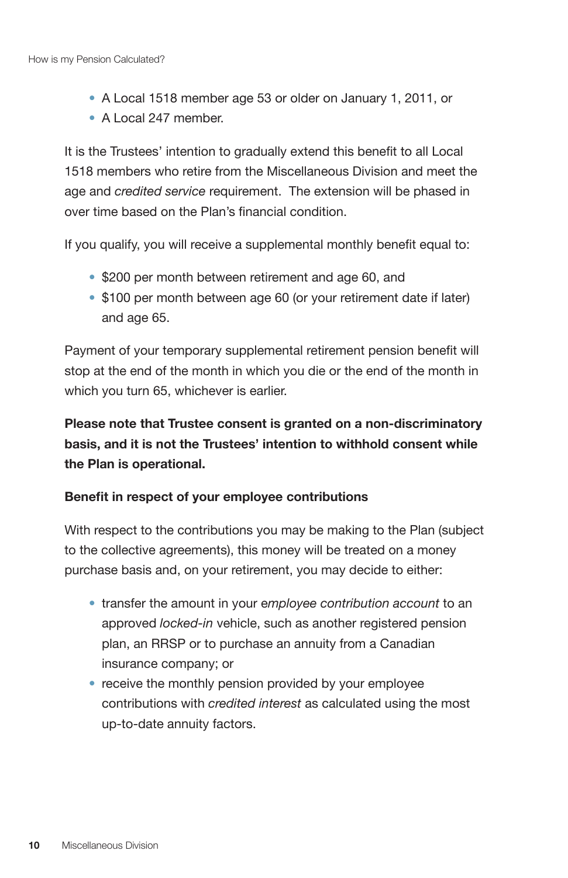- A Local 1518 member age 53 or older on January 1, 2011, or
- A Local 247 member.

It is the Trustees' intention to gradually extend this benefit to all Local 1518 members who retire from the Miscellaneous Division and meet the age and *credited service* requirement. The extension will be phased in over time based on the Plan's financial condition.

If you qualify, you will receive a supplemental monthly benefit equal to:

- $200 per month between retirement and age 60, and
- $100 per month between age 60 (or your retirement date if later) and age 65.

Payment of your temporary supplemental retirement pension benefit will stop at the end of the month in which you die or the end of the month in which you turn 65, whichever is earlier.

**Please note that Trustee consent is granted on a non-discriminatory basis, and it is not the Trustees' intention to withhold consent while the Plan is operational.**

**Benefit in respect of your employee contributions**

With respect to the contributions you may be making to the Plan (subject to the collective agreements), this money will be treated on a money purchase basis and, on your retirement, you may decide to either:

- transfer the amount in your *employee contribution account* to an approved *locked-in* vehicle, such as another registered pension plan, an RRSP or to purchase an annuity from a Canadian insurance company; or
- receive the monthly pension provided by your employee contributions with *credited interest* as calculated using the most up-to-date annuity factors.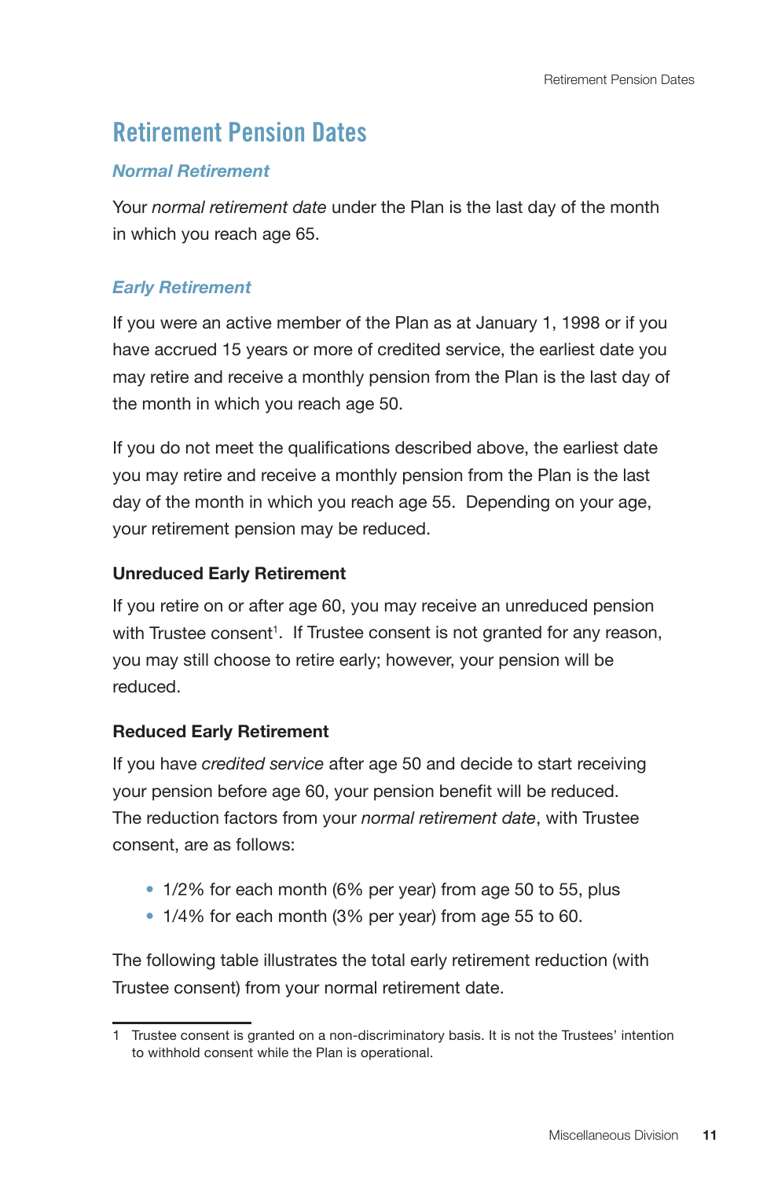# Retirement Pension Dates

## *Normal Retirement*

Your *normal retirement date* under the Plan is the last day of the month in which you reach age 65.

## *Early Retirement*

If you were an active member of the Plan as at January 1, 1998 or if you have accrued 15 years or more of credited service, the earliest date you may retire and receive a monthly pension from the Plan is the last day of the month in which you reach age 50.

If you do not meet the qualifications described above, the earliest date you may retire and receive a monthly pension from the Plan is the last day of the month in which you reach age 55. Depending on your age, your retirement pension may be reduced.

### Unreduced Early Retirement

If you retire on or after age 60, you may receive an unreduced pension with Trustee consent[1]. If Trustee consent is not granted for any reason, you may still choose to retire early; however, your pension will be reduced.

### Reduced Early Retirement

If you have *credited service* after age 50 and decide to start receiving your pension before age 60, your pension benefit will be reduced. The reduction factors from your *normal retirement date*, with Trustee consent, are as follows:

- 1/2% for each month (6% per year) from age 50 to 55, plus
- 1/4% for each month (3% per year) from age 55 to 60.

The following table illustrates the total early retirement reduction (with Trustee consent) from your normal retirement date.

---

1 Trustee consent is granted on a non-discriminatory basis. It is not the Trustees' intention to withhold consent while the Plan is operational.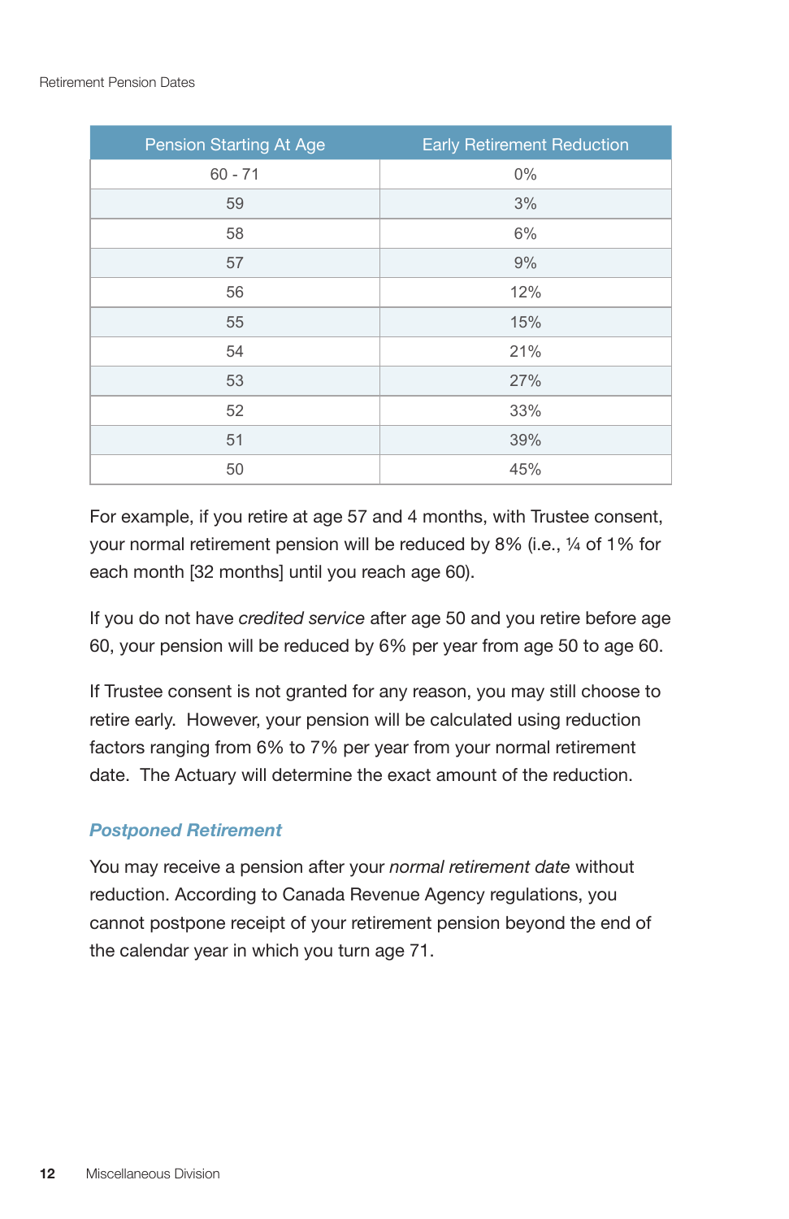| Pension Starting At Age | Early Retirement Reduction |
|---|---|
| 60 - 71 | 0% |
| 59 | 3% |
| 58 | 6% |
| 57 | 9% |
| 56 | 12% |
| 55 | 15% |
| 54 | 21% |
| 53 | 27% |
| 52 | 33% |
| 51 | 39% |
| 50 | 45% |

For example, if you retire at age 57 and 4 months, with Trustee consent, your normal retirement pension will be reduced by 8% (i.e., ¼ of 1% for each month [32 months] until you reach age 60).

If you do not have *credited service* after age 50 and you retire before age 60, your pension will be reduced by 6% per year from age 50 to age 60.

If Trustee consent is not granted for any reason, you may still choose to retire early. However, your pension will be calculated using reduction factors ranging from 6% to 7% per year from your normal retirement date. The Actuary will determine the exact amount of the reduction.

### *Postponed Retirement*

You may receive a pension after your *normal retirement date* without reduction. According to Canada Revenue Agency regulations, you cannot postpone receipt of your retirement pension beyond the end of the calendar year in which you turn age 71.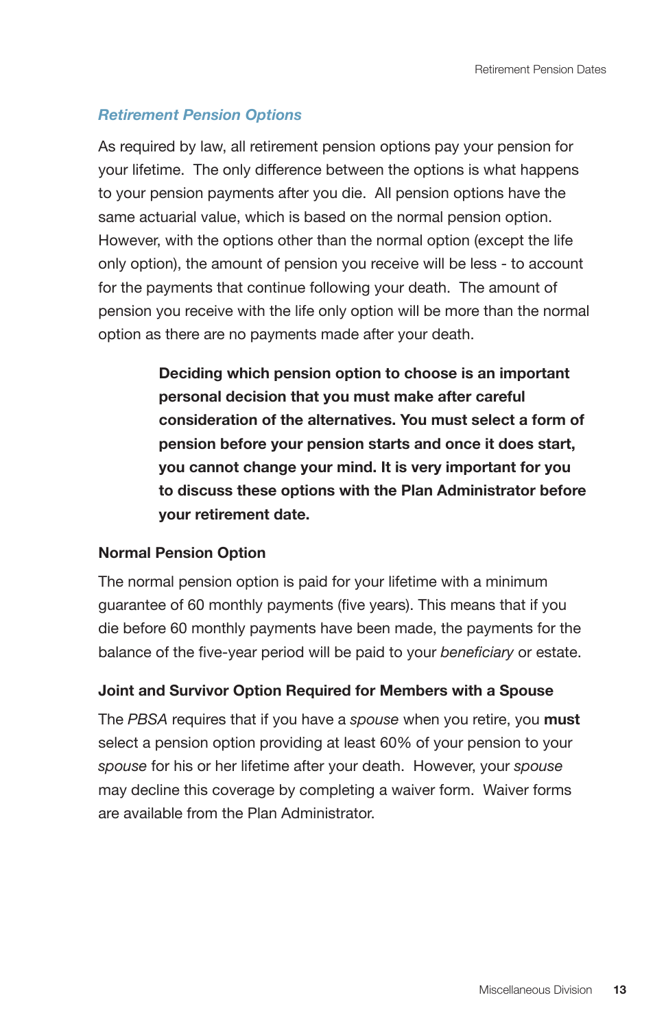### *Retirement Pension Options*

As required by law, all retirement pension options pay your pension for your lifetime. The only difference between the options is what happens to your pension payments after you die. All pension options have the same actuarial value, which is based on the normal pension option. However, with the options other than the normal option (except the life only option), the amount of pension you receive will be less - to account for the payments that continue following your death. The amount of pension you receive with the life only option will be more than the normal option as there are no payments made after your death.

> **Deciding which pension option to choose is an important personal decision that you must make after careful consideration of the alternatives. You must select a form of pension before your pension starts and once it does start, you cannot change your mind. It is very important for you to discuss these options with the Plan Administrator before your retirement date.**

#### Normal Pension Option

The normal pension option is paid for your lifetime with a minimum guarantee of 60 monthly payments (five years). This means that if you die before 60 monthly payments have been made, the payments for the balance of the five-year period will be paid to your *beneficiary* or estate.

#### Joint and Survivor Option Required for Members with a Spouse

The *PBSA* requires that if you have a *spouse* when you retire, you **must** select a pension option providing at least 60% of your pension to your *spouse* for his or her lifetime after your death. However, your *spouse* may decline this coverage by completing a waiver form. Waiver forms are available from the Plan Administrator.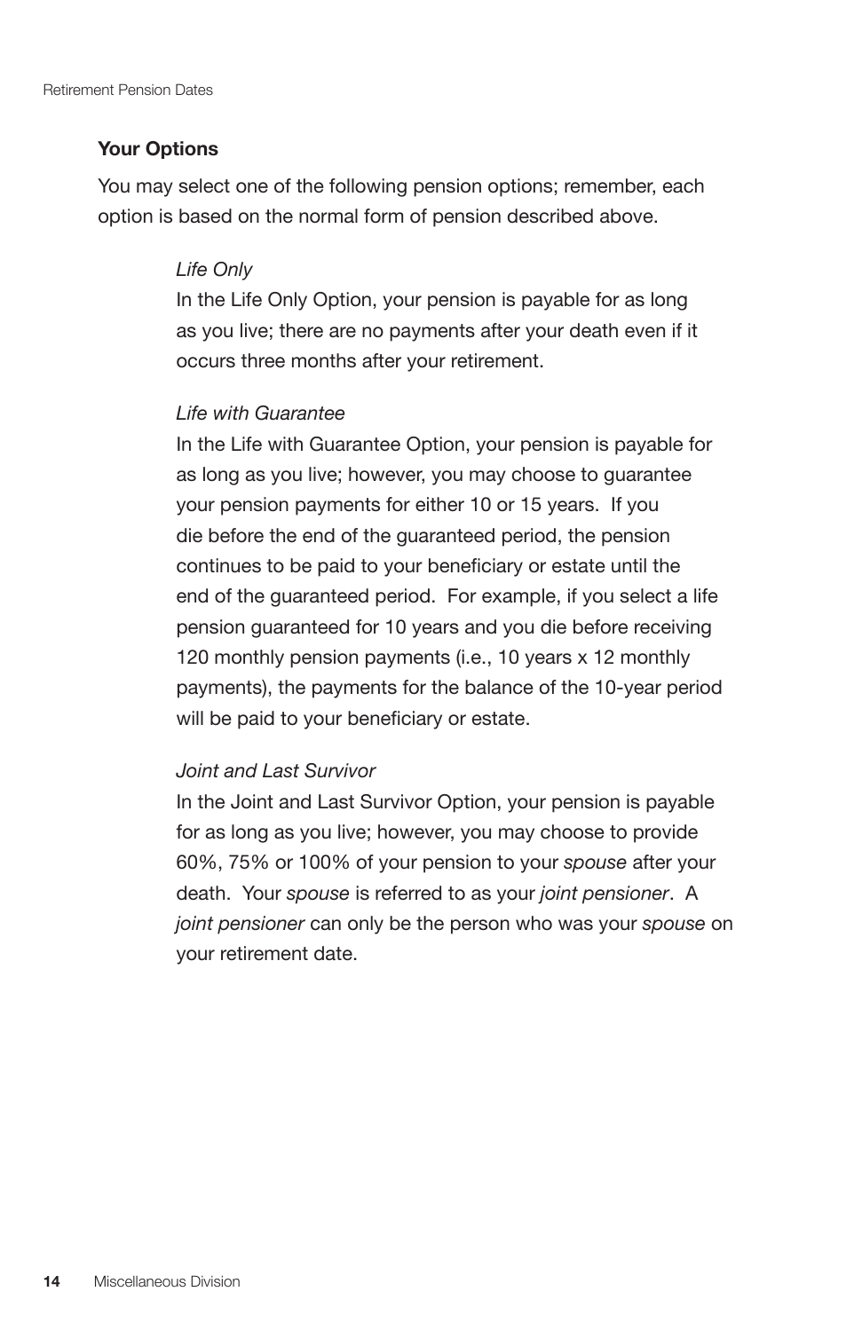## Your Options

You may select one of the following pension options; remember, each option is based on the normal form of pension described above.

*Life Only*

In the Life Only Option, your pension is payable for as long as you live; there are no payments after your death even if it occurs three months after your retirement.

*Life with Guarantee*

In the Life with Guarantee Option, your pension is payable for as long as you live; however, you may choose to guarantee your pension payments for either 10 or 15 years. If you die before the end of the guaranteed period, the pension continues to be paid to your beneficiary or estate until the end of the guaranteed period. For example, if you select a life pension guaranteed for 10 years and you die before receiving 120 monthly pension payments (i.e., 10 years x 12 monthly payments), the payments for the balance of the 10-year period will be paid to your beneficiary or estate.

*Joint and Last Survivor*

In the Joint and Last Survivor Option, your pension is payable for as long as you live; however, you may choose to provide 60%, 75% or 100% of your pension to your *spouse* after your death. Your *spouse* is referred to as your *joint pensioner*. A *joint pensioner* can only be the person who was your *spouse* on your retirement date.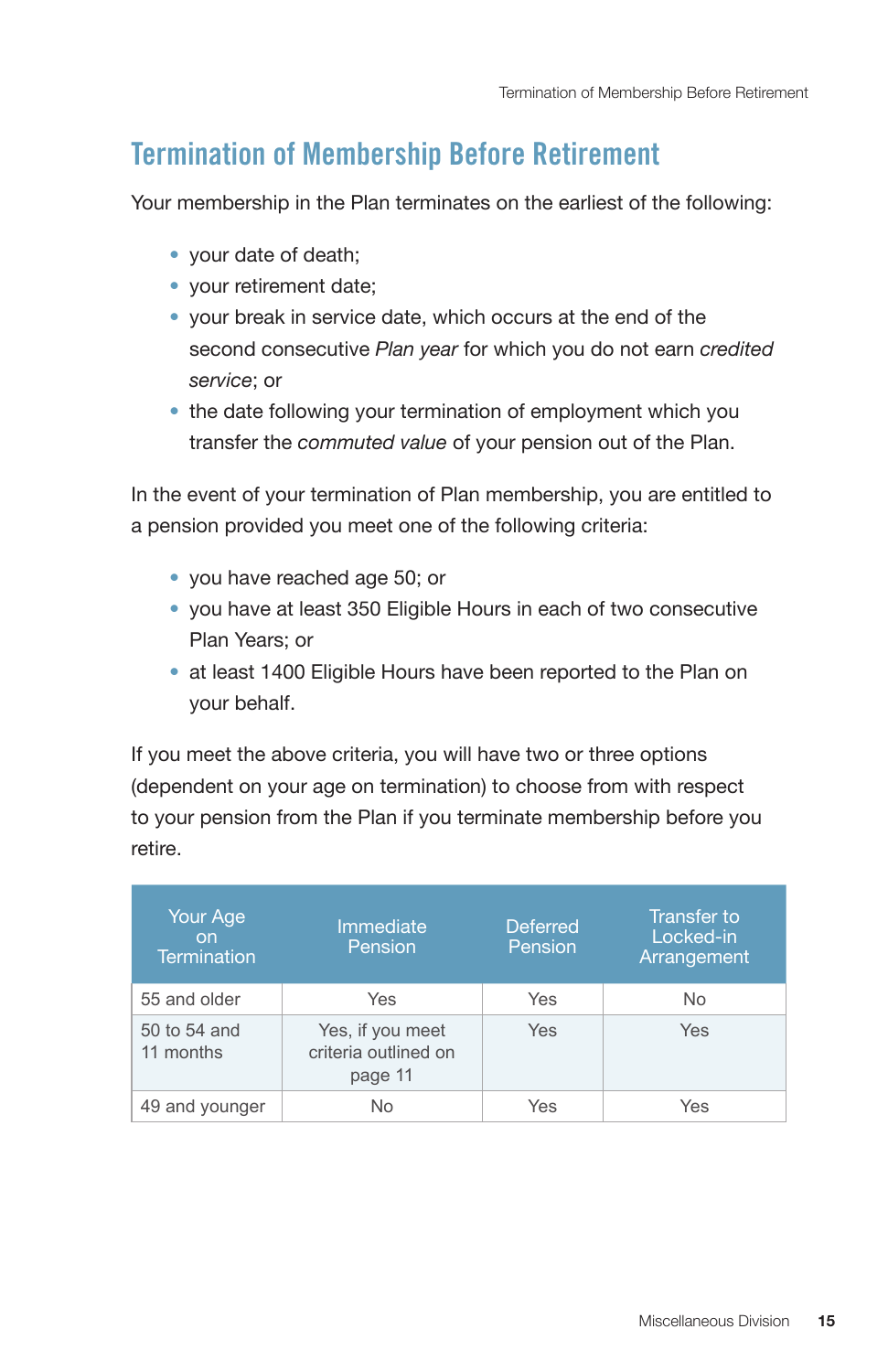# Termination of Membership Before Retirement

Your membership in the Plan terminates on the earliest of the following:

- your date of death;
- your retirement date;
- your break in service date, which occurs at the end of the second consecutive *Plan year* for which you do not earn *credited service*; or
- the date following your termination of employment which you transfer the *commuted value* of your pension out of the Plan.

In the event of your termination of Plan membership, you are entitled to a pension provided you meet one of the following criteria:

- you have reached age 50; or
- you have at least 350 Eligible Hours in each of two consecutive Plan Years; or
- at least 1400 Eligible Hours have been reported to the Plan on your behalf.

If you meet the above criteria, you will have two or three options (dependent on your age on termination) to choose from with respect to your pension from the Plan if you terminate membership before you retire.

| Your Age on Termination | Immediate Pension | Deferred Pension | Transfer to Locked-in Arrangement |
|---|---|---|---|
| 55 and older | Yes | Yes | No |
| 50 to 54 and 11 months | Yes, if you meet criteria outlined on page 11 | Yes | Yes |
| 49 and younger | No | Yes | Yes |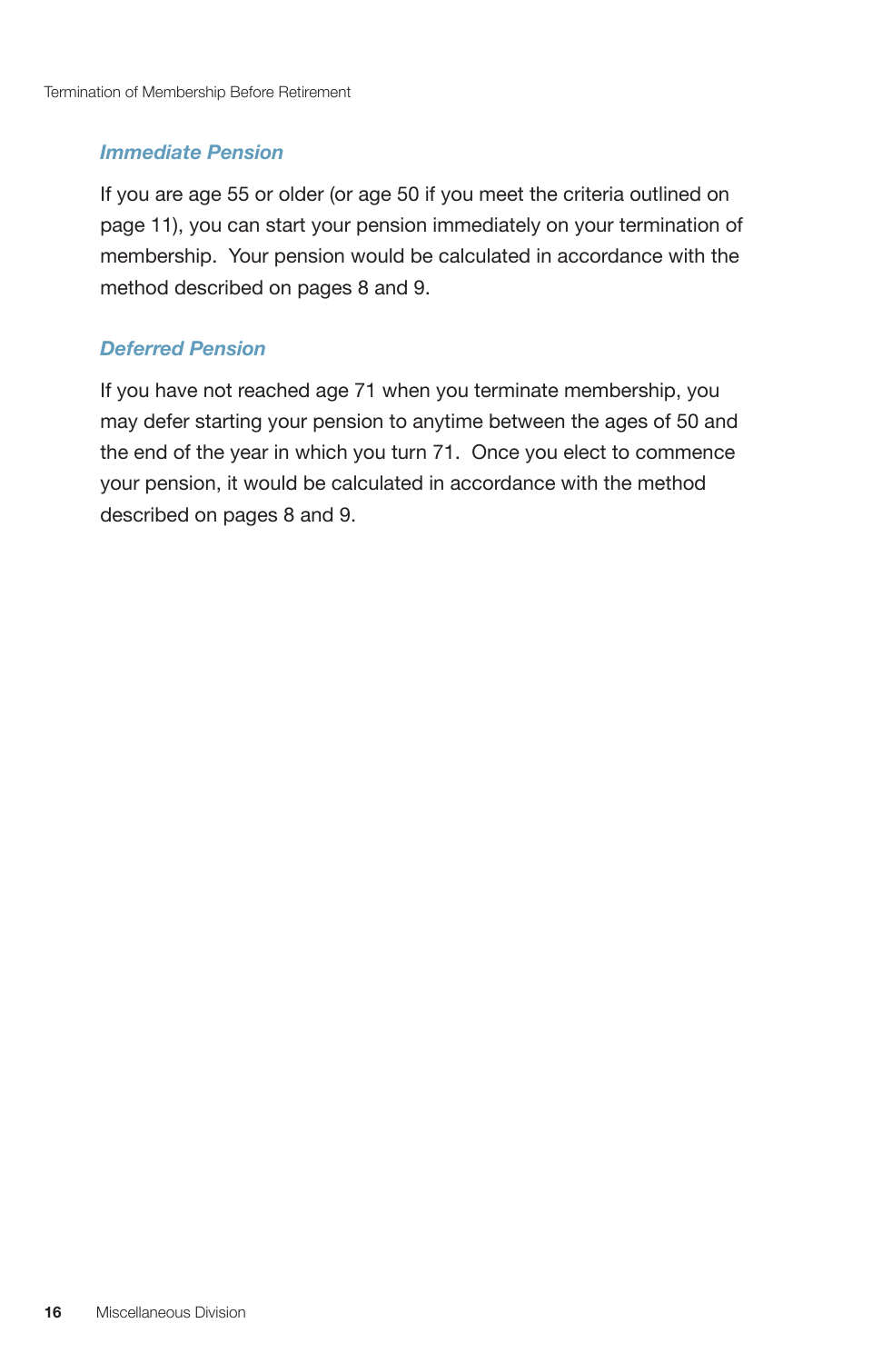### *Immediate Pension*

If you are age 55 or older (or age 50 if you meet the criteria outlined on page 11), you can start your pension immediately on your termination of membership. Your pension would be calculated in accordance with the method described on pages 8 and 9.

### *Deferred Pension*

If you have not reached age 71 when you terminate membership, you may defer starting your pension to anytime between the ages of 50 and the end of the year in which you turn 71. Once you elect to commence your pension, it would be calculated in accordance with the method described on pages 8 and 9.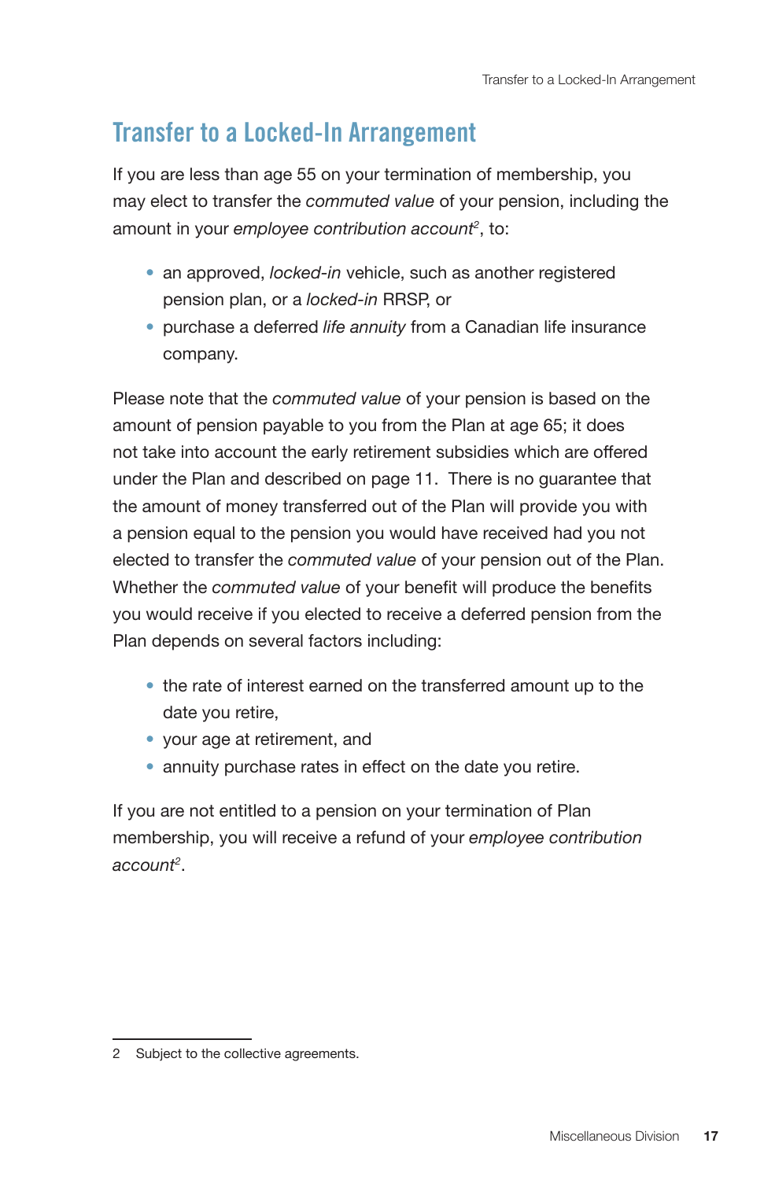## Transfer to a Locked-In Arrangement

If you are less than age 55 on your termination of membership, you may elect to transfer the *commuted value* of your pension, including the amount in your *employee contribution account*[2], to:

- an approved, *locked-in* vehicle, such as another registered pension plan, or a *locked-in* RRSP, or
- purchase a deferred *life annuity* from a Canadian life insurance company.

Please note that the *commuted value* of your pension is based on the amount of pension payable to you from the Plan at age 65; it does not take into account the early retirement subsidies which are offered under the Plan and described on page 11.  There is no guarantee that the amount of money transferred out of the Plan will provide you with a pension equal to the pension you would have received had you not elected to transfer the *commuted value* of your pension out of the Plan. Whether the *commuted value* of your benefit will produce the benefits you would receive if you elected to receive a deferred pension from the Plan depends on several factors including:

- the rate of interest earned on the transferred amount up to the date you retire,
- your age at retirement, and
- annuity purchase rates in effect on the date you retire.

If you are not entitled to a pension on your termination of Plan membership, you will receive a refund of your *employee contribution account*[2].

---

2 Subject to the collective agreements.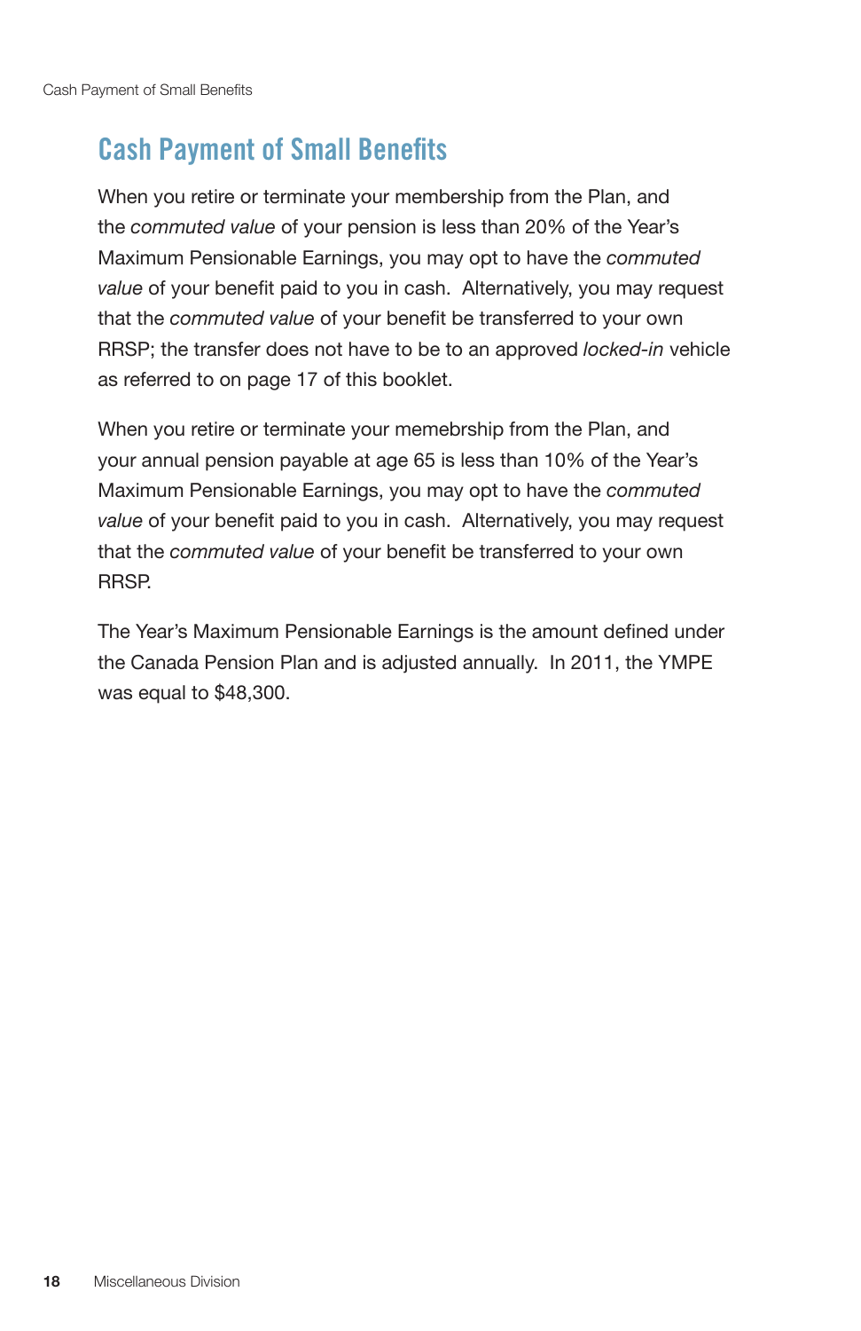# Cash Payment of Small Benefits

When you retire or terminate your membership from the Plan, and the *commuted value* of your pension is less than 20% of the Year's Maximum Pensionable Earnings, you may opt to have the *commuted value* of your benefit paid to you in cash.  Alternatively, you may request that the *commuted value* of your benefit be transferred to your own RRSP; the transfer does not have to be to an approved *locked-in* vehicle as referred to on page 17 of this booklet.

When you retire or terminate your memebrship from the Plan, and your annual pension payable at age 65 is less than 10% of the Year's Maximum Pensionable Earnings, you may opt to have the *commuted value* of your benefit paid to you in cash.  Alternatively, you may request that the *commuted value* of your benefit be transferred to your own RRSP.

The Year's Maximum Pensionable Earnings is the amount defined under the Canada Pension Plan and is adjusted annually.  In 2011, the YMPE was equal to $48,300.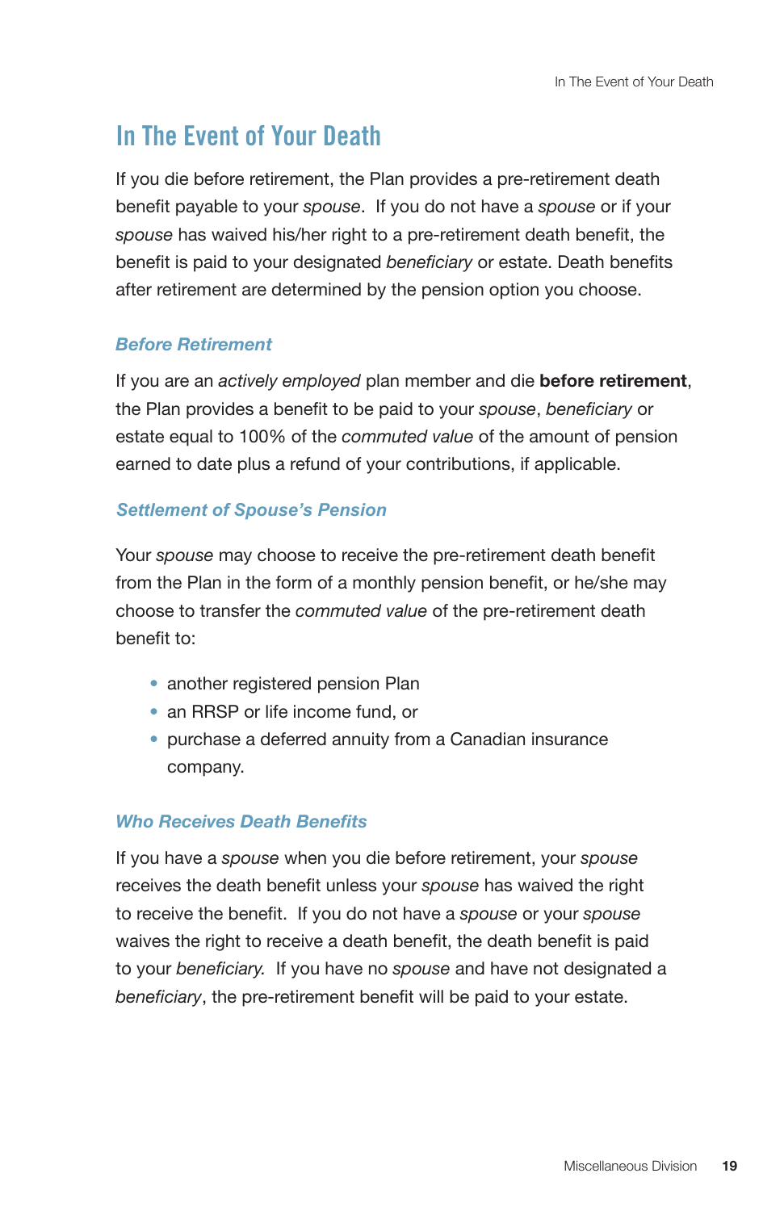# In The Event of Your Death

If you die before retirement, the Plan provides a pre-retirement death benefit payable to your *spouse*. If you do not have a *spouse* or if your *spouse* has waived his/her right to a pre-retirement death benefit, the benefit is paid to your designated *beneficiary* or estate. Death benefits after retirement are determined by the pension option you choose.

## *Before Retirement*

If you are an *actively employed* plan member and die **before retirement**, the Plan provides a benefit to be paid to your *spouse*, *beneficiary* or estate equal to 100% of the *commuted value* of the amount of pension earned to date plus a refund of your contributions, if applicable.

## *Settlement of Spouse's Pension*

Your *spouse* may choose to receive the pre-retirement death benefit from the Plan in the form of a monthly pension benefit, or he/she may choose to transfer the *commuted value* of the pre-retirement death benefit to:

- another registered pension Plan
- an RRSP or life income fund, or
- purchase a deferred annuity from a Canadian insurance company.

## *Who Receives Death Benefits*

If you have a *spouse* when you die before retirement, your *spouse* receives the death benefit unless your *spouse* has waived the right to receive the benefit. If you do not have a *spouse* or your *spouse* waives the right to receive a death benefit, the death benefit is paid to your *beneficiary.* If you have no *spouse* and have not designated a *beneficiary*, the pre-retirement benefit will be paid to your estate.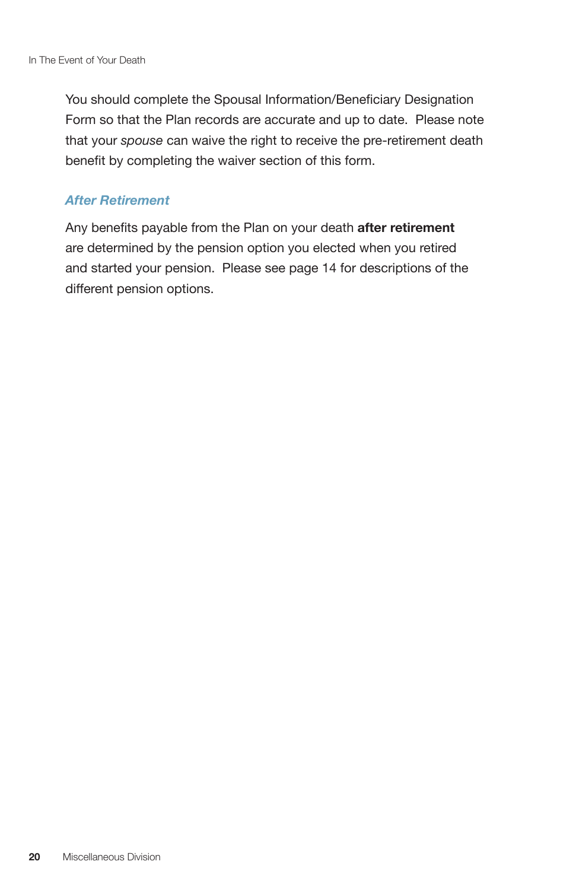You should complete the Spousal Information/Beneficiary Designation Form so that the Plan records are accurate and up to date. Please note that your *spouse* can waive the right to receive the pre-retirement death benefit by completing the waiver section of this form.

### *After Retirement*

Any benefits payable from the Plan on your death **after retirement** are determined by the pension option you elected when you retired and started your pension. Please see page 14 for descriptions of the different pension options.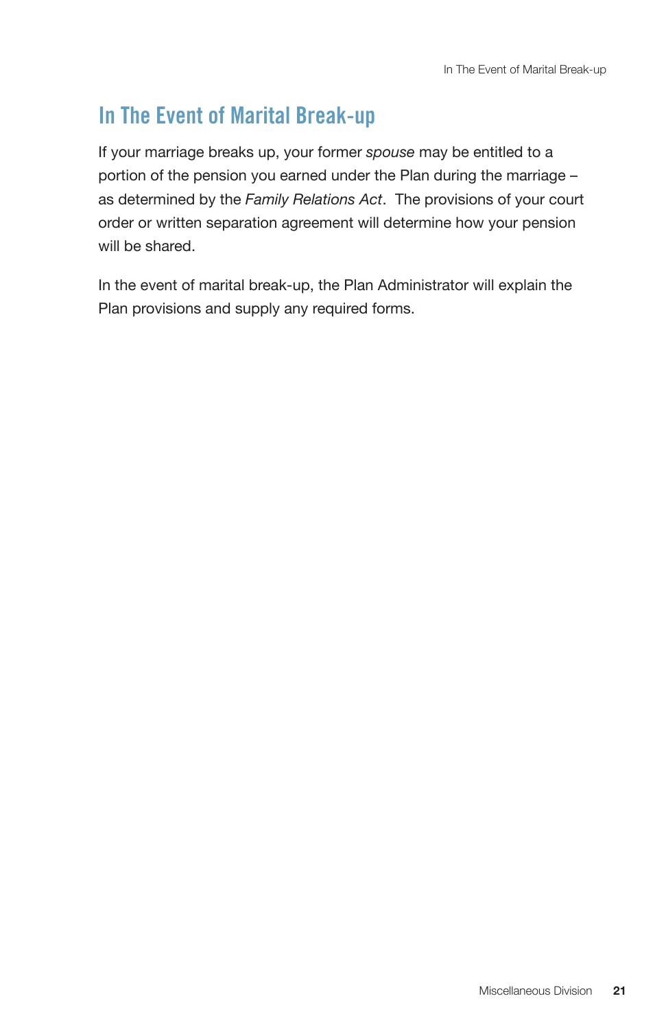# In The Event of Marital Break-up

If your marriage breaks up, your former *spouse* may be entitled to a portion of the pension you earned under the Plan during the marriage – as determined by the *Family Relations Act*. The provisions of your court order or written separation agreement will determine how your pension will be shared.

In the event of marital break-up, the Plan Administrator will explain the Plan provisions and supply any required forms.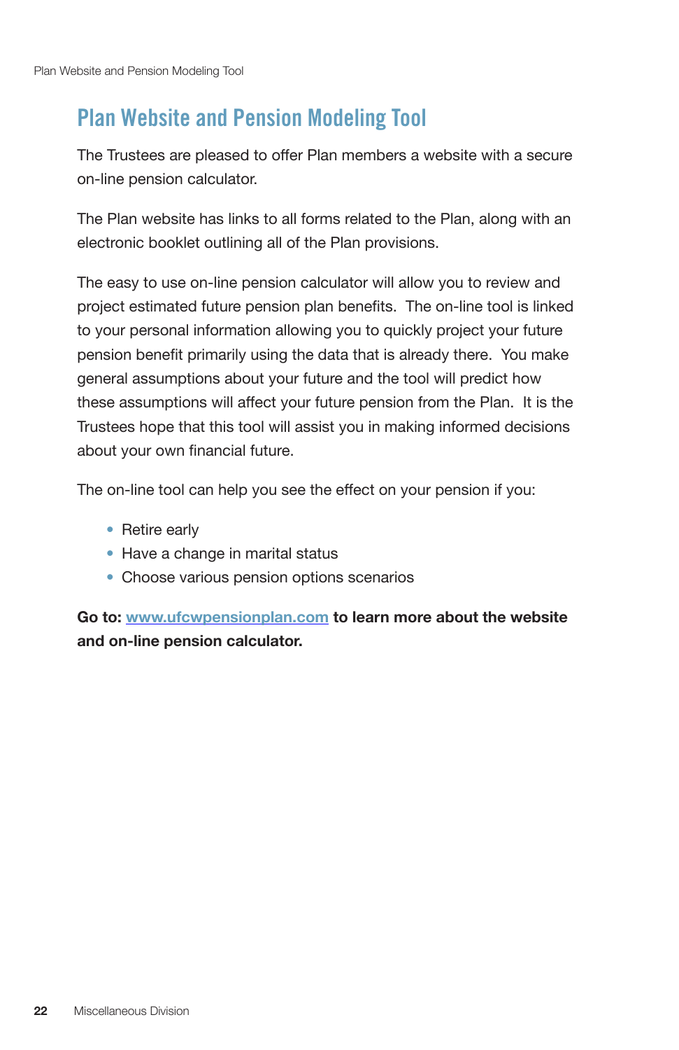# Plan Website and Pension Modeling Tool

The Trustees are pleased to offer Plan members a website with a secure on-line pension calculator.

The Plan website has links to all forms related to the Plan, along with an electronic booklet outlining all of the Plan provisions.

The easy to use on-line pension calculator will allow you to review and project estimated future pension plan benefits. The on-line tool is linked to your personal information allowing you to quickly project your future pension benefit primarily using the data that is already there. You make general assumptions about your future and the tool will predict how these assumptions will affect your future pension from the Plan. It is the Trustees hope that this tool will assist you in making informed decisions about your own financial future.

The on-line tool can help you see the effect on your pension if you:

- Retire early
- Have a change in marital status
- Choose various pension options scenarios

**Go to: www.ufcwpensionplan.com to learn more about the website and on-line pension calculator.**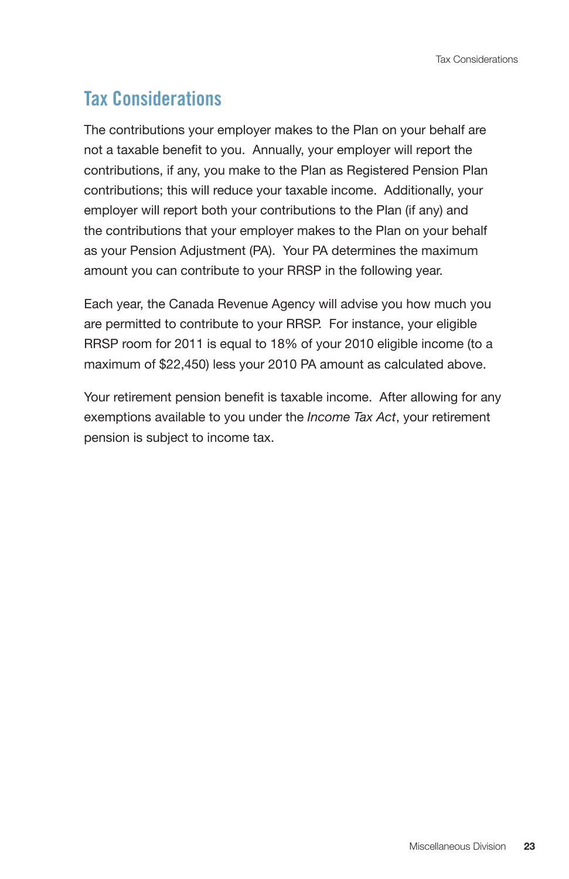## Tax Considerations

The contributions your employer makes to the Plan on your behalf are not a taxable benefit to you. Annually, your employer will report the contributions, if any, you make to the Plan as Registered Pension Plan contributions; this will reduce your taxable income. Additionally, your employer will report both your contributions to the Plan (if any) and the contributions that your employer makes to the Plan on your behalf as your Pension Adjustment (PA). Your PA determines the maximum amount you can contribute to your RRSP in the following year.

Each year, the Canada Revenue Agency will advise you how much you are permitted to contribute to your RRSP. For instance, your eligible RRSP room for 2011 is equal to 18% of your 2010 eligible income (to a maximum of $22,450) less your 2010 PA amount as calculated above.

Your retirement pension benefit is taxable income. After allowing for any exemptions available to you under the *Income Tax Act*, your retirement pension is subject to income tax.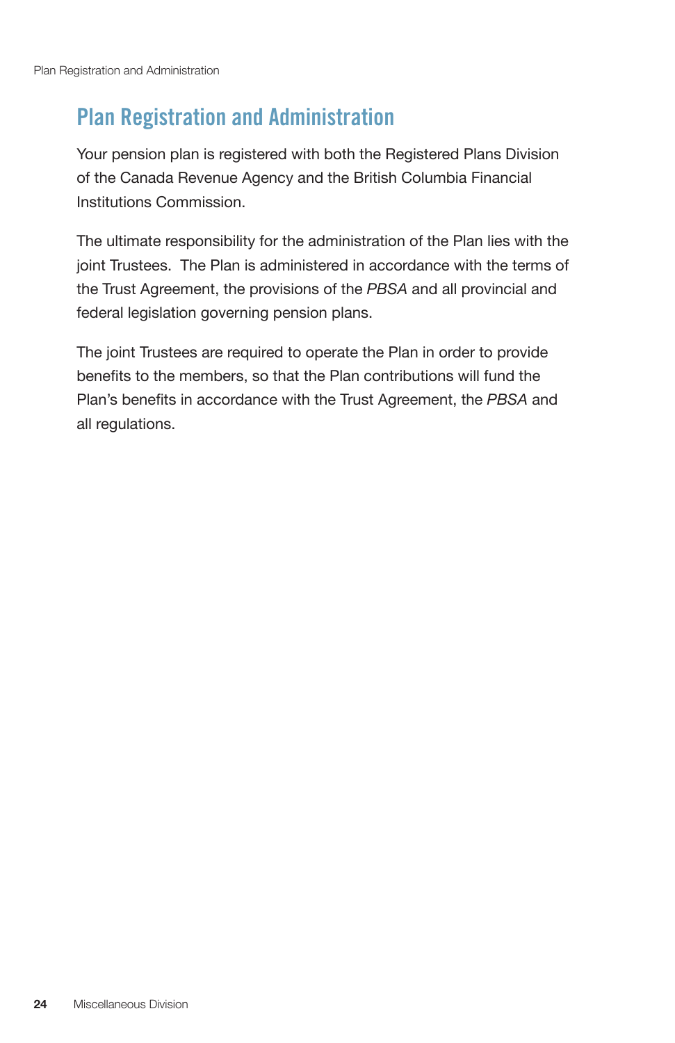# Plan Registration and Administration

Your pension plan is registered with both the Registered Plans Division of the Canada Revenue Agency and the British Columbia Financial Institutions Commission.

The ultimate responsibility for the administration of the Plan lies with the joint Trustees. The Plan is administered in accordance with the terms of the Trust Agreement, the provisions of the *PBSA* and all provincial and federal legislation governing pension plans.

The joint Trustees are required to operate the Plan in order to provide benefits to the members, so that the Plan contributions will fund the Plan's benefits in accordance with the Trust Agreement, the *PBSA* and all regulations.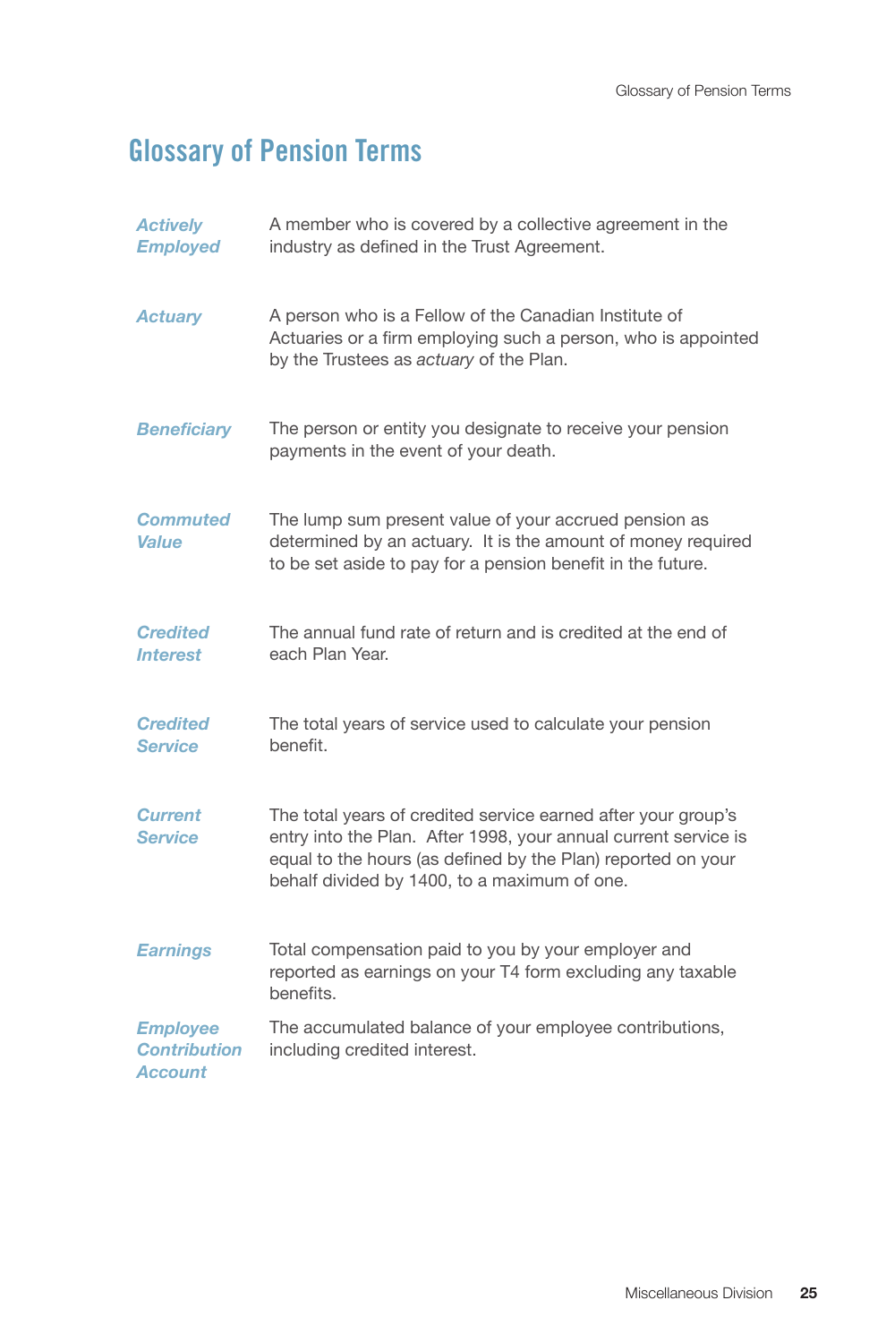# Glossary of Pension Terms

***Actively Employed*** A member who is covered by a collective agreement in the industry as defined in the Trust Agreement.

***Actuary*** A person who is a Fellow of the Canadian Institute of Actuaries or a firm employing such a person, who is appointed by the Trustees as *actuary* of the Plan.

***Beneficiary*** The person or entity you designate to receive your pension payments in the event of your death.

***Commuted Value*** The lump sum present value of your accrued pension as determined by an actuary. It is the amount of money required to be set aside to pay for a pension benefit in the future.

***Credited Interest*** The annual fund rate of return and is credited at the end of each Plan Year.

***Credited Service*** The total years of service used to calculate your pension benefit.

***Current Service*** The total years of credited service earned after your group's entry into the Plan. After 1998, your annual current service is equal to the hours (as defined by the Plan) reported on your behalf divided by 1400, to a maximum of one.

***Earnings*** Total compensation paid to you by your employer and reported as earnings on your T4 form excluding any taxable benefits.

***Employee Contribution Account*** The accumulated balance of your employee contributions, including credited interest.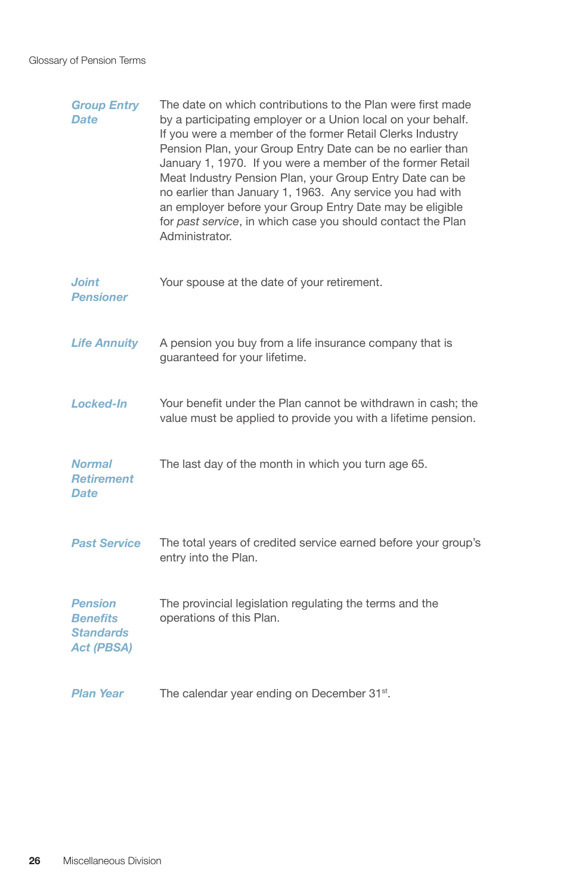**Group Entry Date**
The date on which contributions to the Plan were first made by a participating employer or a Union local on your behalf. If you were a member of the former Retail Clerks Industry Pension Plan, your Group Entry Date can be no earlier than January 1, 1970. If you were a member of the former Retail Meat Industry Pension Plan, your Group Entry Date can be no earlier than January 1, 1963. Any service you had with an employer before your Group Entry Date may be eligible for *past service*, in which case you should contact the Plan Administrator.

**Joint Pensioner**
Your spouse at the date of your retirement.

**Life Annuity**
A pension you buy from a life insurance company that is guaranteed for your lifetime.

**Locked-In**
Your benefit under the Plan cannot be withdrawn in cash; the value must be applied to provide you with a lifetime pension.

**Normal Retirement Date**
The last day of the month in which you turn age 65.

**Past Service**
The total years of credited service earned before your group's entry into the Plan.

**Pension Benefits Standards Act (PBSA)**
The provincial legislation regulating the terms and the operations of this Plan.

**Plan Year**
The calendar year ending on December 31st.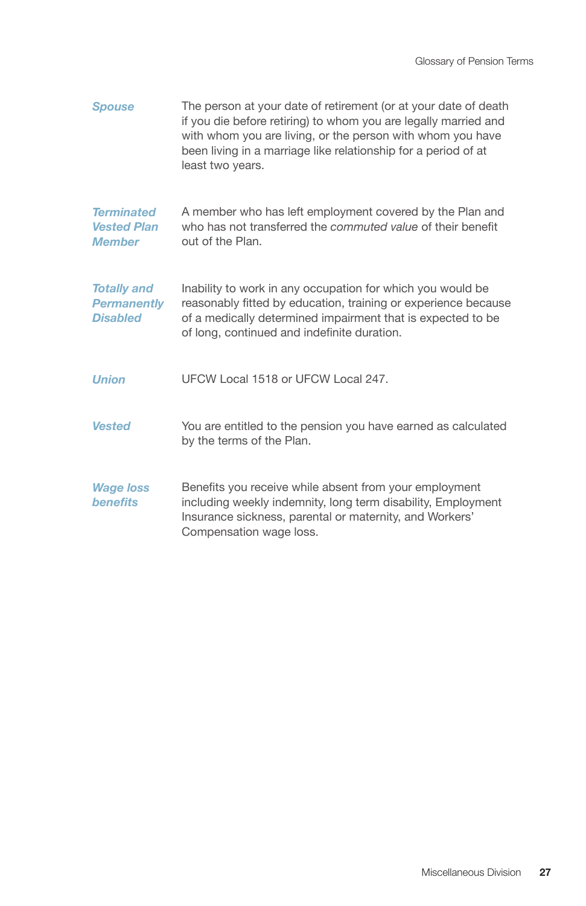***Spouse***

The person at your date of retirement (or at your date of death if you die before retiring) to whom you are legally married and with whom you are living, or the person with whom you have been living in a marriage like relationship for a period of at least two years.

***Terminated Vested Plan Member***

A member who has left employment covered by the Plan and who has not transferred the *commuted value* of their benefit out of the Plan.

***Totally and Permanently Disabled***

Inability to work in any occupation for which you would be reasonably fitted by education, training or experience because of a medically determined impairment that is expected to be of long, continued and indefinite duration.

***Union***

UFCW Local 1518 or UFCW Local 247.

***Vested***

You are entitled to the pension you have earned as calculated by the terms of the Plan.

***Wage loss benefits***

Benefits you receive while absent from your employment including weekly indemnity, long term disability, Employment Insurance sickness, parental or maternity, and Workers' Compensation wage loss.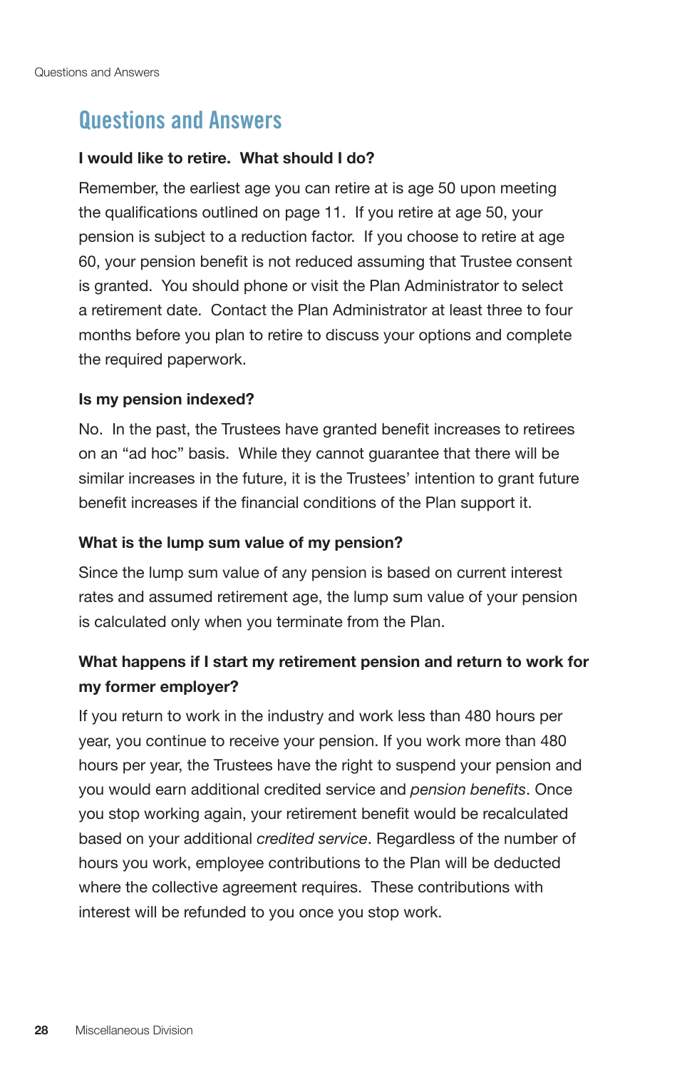## Questions and Answers

**I would like to retire. What should I do?**

Remember, the earliest age you can retire at is age 50 upon meeting the qualifications outlined on page 11. If you retire at age 50, your pension is subject to a reduction factor. If you choose to retire at age 60, your pension benefit is not reduced assuming that Trustee consent is granted. You should phone or visit the Plan Administrator to select a retirement date. Contact the Plan Administrator at least three to four months before you plan to retire to discuss your options and complete the required paperwork.

**Is my pension indexed?**

No. In the past, the Trustees have granted benefit increases to retirees on an "ad hoc" basis. While they cannot guarantee that there will be similar increases in the future, it is the Trustees' intention to grant future benefit increases if the financial conditions of the Plan support it.

**What is the lump sum value of my pension?**

Since the lump sum value of any pension is based on current interest rates and assumed retirement age, the lump sum value of your pension is calculated only when you terminate from the Plan.

**What happens if I start my retirement pension and return to work for my former employer?**

If you return to work in the industry and work less than 480 hours per year, you continue to receive your pension. If you work more than 480 hours per year, the Trustees have the right to suspend your pension and you would earn additional credited service and *pension benefits*. Once you stop working again, your retirement benefit would be recalculated based on your additional *credited service*. Regardless of the number of hours you work, employee contributions to the Plan will be deducted where the collective agreement requires. These contributions with interest will be refunded to you once you stop work.